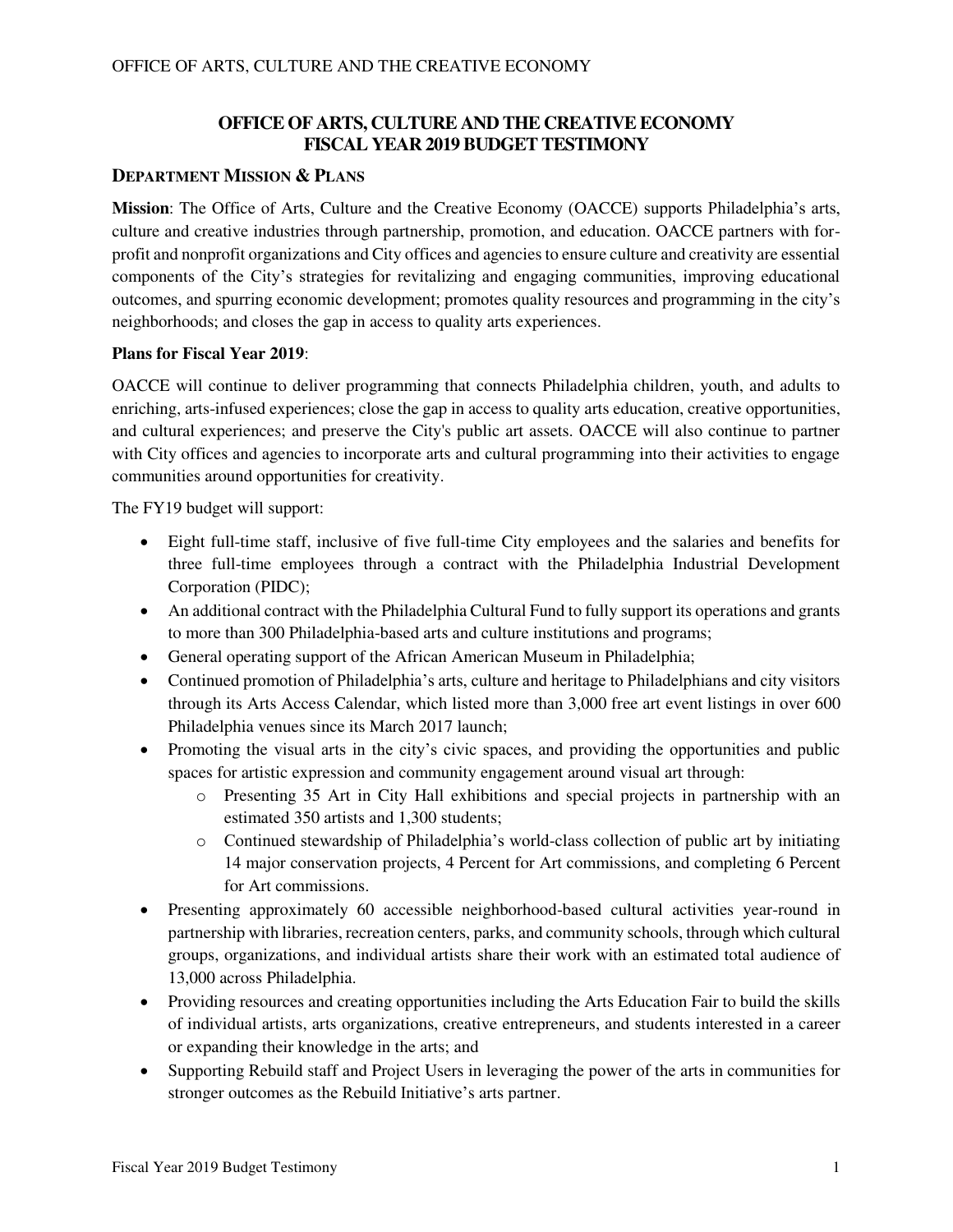# OFFICE OF ARTS, CULTURE AND THE CREATIVE ECONOMY FISCAL YEAR 2019 BUDGET TESTIMONY

## DEPARTMENT MISSION & PLANS

**Mission**: The Office of Arts, Culture and the Creative Economy (OACCE) supports Philadelphia's arts, culture and creative industries through partnership, promotion, and education. OACCE partners with for-profit and nonprofit organizations and City offices and agencies to ensure culture and creativity are essential components of the City's strategies for revitalizing and engaging communities, improving educational outcomes, and spurring economic development; promotes quality resources and programming in the city's neighborhoods; and closes the gap in access to quality arts experiences.

**Plans for Fiscal Year 2019**:

OACCE will continue to deliver programming that connects Philadelphia children, youth, and adults to enriching, arts-infused experiences; close the gap in access to quality arts education, creative opportunities, and cultural experiences; and preserve the City's public art assets. OACCE will also continue to partner with City offices and agencies to incorporate arts and cultural programming into their activities to engage communities around opportunities for creativity.

The FY19 budget will support:

- Eight full-time staff, inclusive of five full-time City employees and the salaries and benefits for three full-time employees through a contract with the Philadelphia Industrial Development Corporation (PIDC);
- An additional contract with the Philadelphia Cultural Fund to fully support its operations and grants to more than 300 Philadelphia-based arts and culture institutions and programs;
- General operating support of the African American Museum in Philadelphia;
- Continued promotion of Philadelphia's arts, culture and heritage to Philadelphians and city visitors through its Arts Access Calendar, which listed more than 3,000 free art event listings in over 600 Philadelphia venues since its March 2017 launch;
- Promoting the visual arts in the city's civic spaces, and providing the opportunities and public spaces for artistic expression and community engagement around visual art through:
  - Presenting 35 Art in City Hall exhibitions and special projects in partnership with an estimated 350 artists and 1,300 students;
  - Continued stewardship of Philadelphia's world-class collection of public art by initiating 14 major conservation projects, 4 Percent for Art commissions, and completing 6 Percent for Art commissions.
- Presenting approximately 60 accessible neighborhood-based cultural activities year-round in partnership with libraries, recreation centers, parks, and community schools, through which cultural groups, organizations, and individual artists share their work with an estimated total audience of 13,000 across Philadelphia.
- Providing resources and creating opportunities including the Arts Education Fair to build the skills of individual artists, arts organizations, creative entrepreneurs, and students interested in a career or expanding their knowledge in the arts; and
- Supporting Rebuild staff and Project Users in leveraging the power of the arts in communities for stronger outcomes as the Rebuild Initiative's arts partner.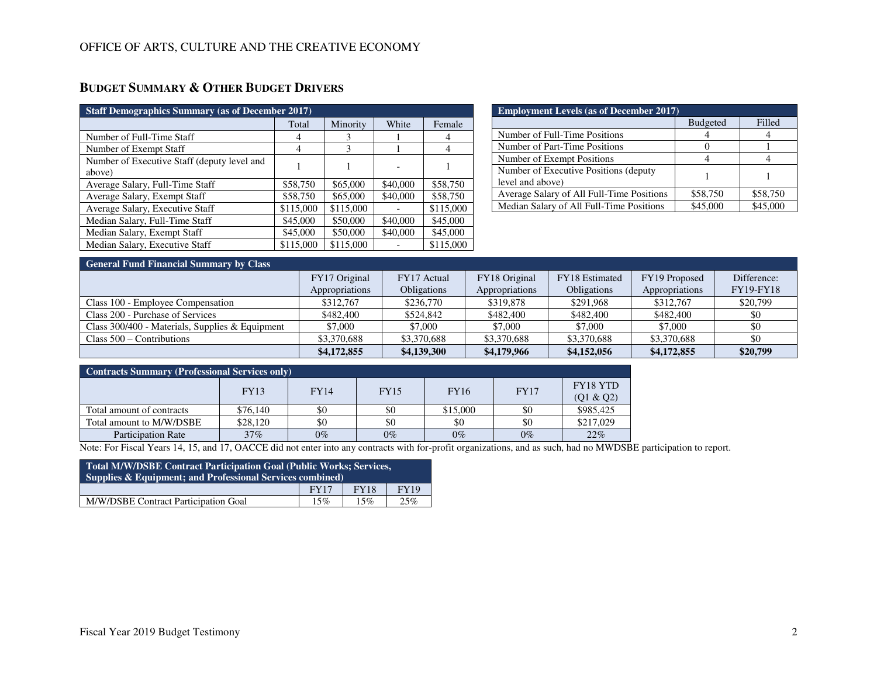## Budget Summary & Other Budget Drivers

| Staff Demographics Summary (as of December 2017) | | | | |
|---|---|---|---|---|
| | Total | Minority | White | Female |
| Number of Full-Time Staff | 4 | 3 | 1 | 4 |
| Number of Exempt Staff | 4 | 3 | 1 | 4 |
| Number of Executive Staff (deputy level and above) | 1 | 1 | - | 1 |
| Average Salary, Full-Time Staff | $58,750 | $65,000 | $40,000 | $58,750 |
| Average Salary, Exempt Staff | $58,750 | $65,000 | $40,000 | $58,750 |
| Average Salary, Executive Staff | $115,000 | $115,000 | - | $115,000 |
| Median Salary, Full-Time Staff | $45,000 | $50,000 | $40,000 | $45,000 |
| Median Salary, Exempt Staff | $45,000 | $50,000 | $40,000 | $45,000 |
| Median Salary, Executive Staff | $115,000 | $115,000 | - | $115,000 |

| Employment Levels (as of December 2017) | | |
|---|---|---|
| | Budgeted | Filled |
| Number of Full-Time Positions | 4 | 4 |
| Number of Part-Time Positions | 0 | 1 |
| Number of Exempt Positions | 4 | 4 |
| Number of Executive Positions (deputy level and above) | 1 | 1 |
| Average Salary of All Full-Time Positions | $58,750 | $58,750 |
| Median Salary of All Full-Time Positions | $45,000 | $45,000 |

| General Fund Financial Summary by Class | | | | | | |
|---|---|---|---|---|---|---|
| | FY17 Original Appropriations | FY17 Actual Obligations | FY18 Original Appropriations | FY18 Estimated Obligations | FY19 Proposed Appropriations | Difference: FY19-FY18 |
| Class 100 - Employee Compensation | $312,767 | $236,770 | $319,878 | $291,968 | $312,767 | $20,799 |
| Class 200 - Purchase of Services | $482,400 | $524,842 | $482,400 | $482,400 | $482,400 | $0 |
| Class 300/400 - Materials, Supplies & Equipment | $7,000 | $7,000 | $7,000 | $7,000 | $7,000 | $0 |
| Class 500 – Contributions | $3,370,688 | $3,370,688 | $3,370,688 | $3,370,688 | $3,370,688 | $0 |
| | **$4,172,855** | **$4,139,300** | **$4,179,966** | **$4,152,056** | **$4,172,855** | **$20,799** |

| Contracts Summary (Professional Services only) | | | | | | |
|---|---|---|---|---|---|---|
| | FY13 | FY14 | FY15 | FY16 | FY17 | FY18 YTD (Q1 & Q2) |
| Total amount of contracts | $76,140 | $0 | $0 | $15,000 | $0 | $985,425 |
| Total amount to M/W/DSBE | $28,120 | $0 | $0 | $0 | $0 | $217,029 |
| Participation Rate | 37% | 0% | 0% | 0% | 0% | 22% |

Note: For Fiscal Years 14, 15, and 17, OACCE did not enter into any contracts with for-profit organizations, and as such, had no MWDSBE participation to report.

| Total M/W/DSBE Contract Participation Goal (Public Works; Services, Supplies & Equipment; and Professional Services combined) | | | |
|---|---|---|---|
| | FY17 | FY18 | FY19 |
| M/W/DSBE Contract Participation Goal | 15% | 15% | 25% |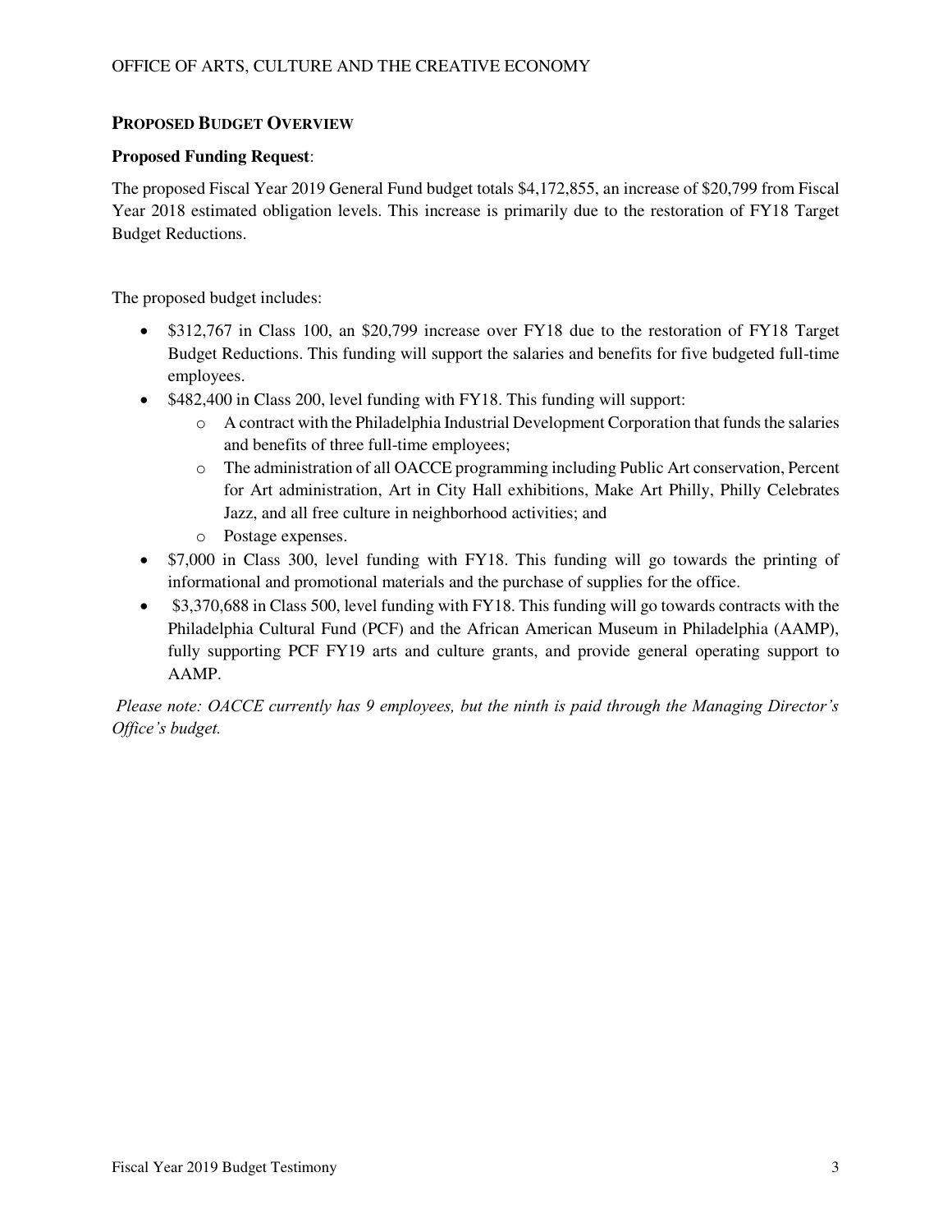## PROPOSED BUDGET OVERVIEW

**Proposed Funding Request**:

The proposed Fiscal Year 2019 General Fund budget totals $4,172,855, an increase of $20,799 from Fiscal Year 2018 estimated obligation levels. This increase is primarily due to the restoration of FY18 Target Budget Reductions.

The proposed budget includes:

- $312,767 in Class 100, an $20,799 increase over FY18 due to the restoration of FY18 Target Budget Reductions. This funding will support the salaries and benefits for five budgeted full-time employees.
- $482,400 in Class 200, level funding with FY18. This funding will support:
  - A contract with the Philadelphia Industrial Development Corporation that funds the salaries and benefits of three full-time employees;
  - The administration of all OACCE programming including Public Art conservation, Percent for Art administration, Art in City Hall exhibitions, Make Art Philly, Philly Celebrates Jazz, and all free culture in neighborhood activities; and
  - Postage expenses.
- $7,000 in Class 300, level funding with FY18. This funding will go towards the printing of informational and promotional materials and the purchase of supplies for the office.
- $3,370,688 in Class 500, level funding with FY18. This funding will go towards contracts with the Philadelphia Cultural Fund (PCF) and the African American Museum in Philadelphia (AAMP), fully supporting PCF FY19 arts and culture grants, and provide general operating support to AAMP.

*Please note: OACCE currently has 9 employees, but the ninth is paid through the Managing Director's Office's budget.*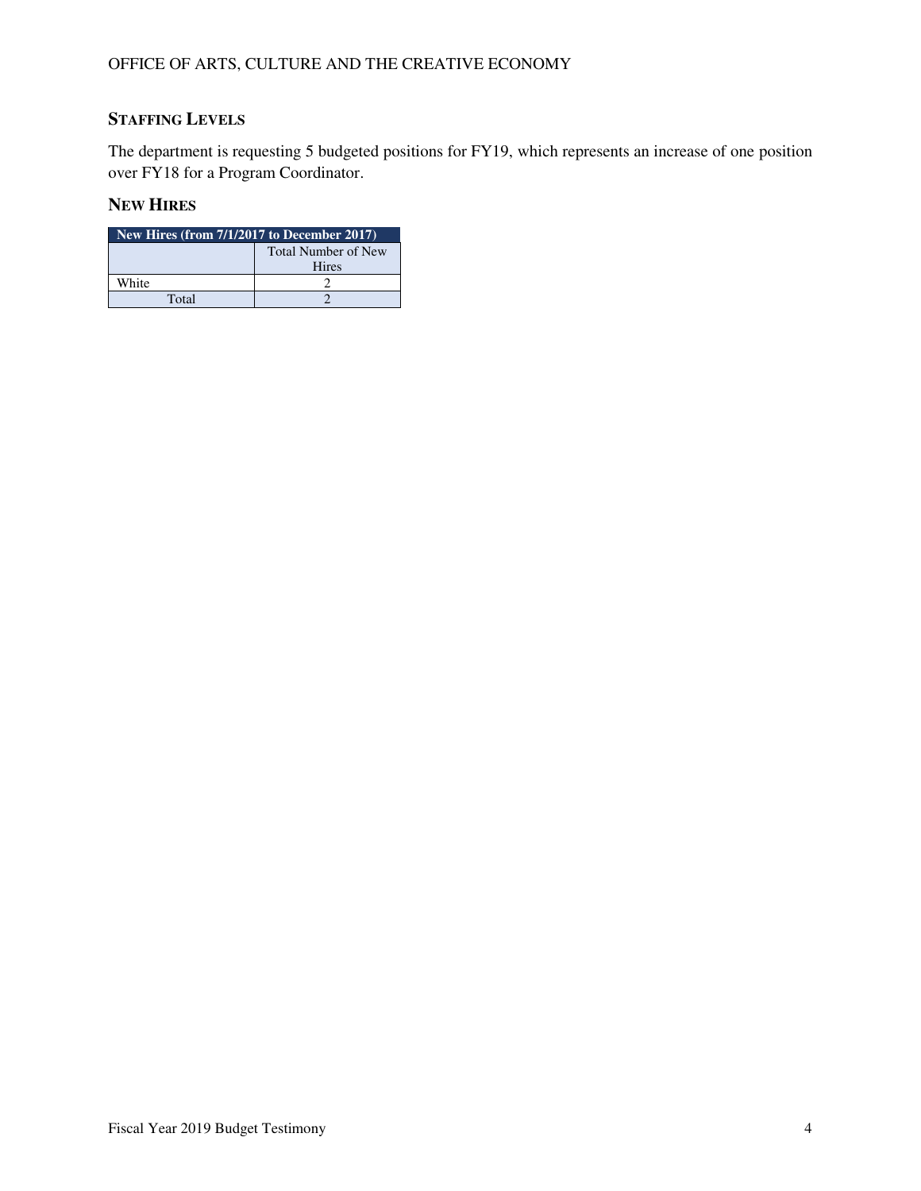## Staffing Levels

The department is requesting 5 budgeted positions for FY19, which represents an increase of one position over FY18 for a Program Coordinator.

## New Hires

| New Hires (from 7/1/2017 to December 2017) | |
|---|---|
| | Total Number of New Hires |
| White | 2 |
| Total | 2 |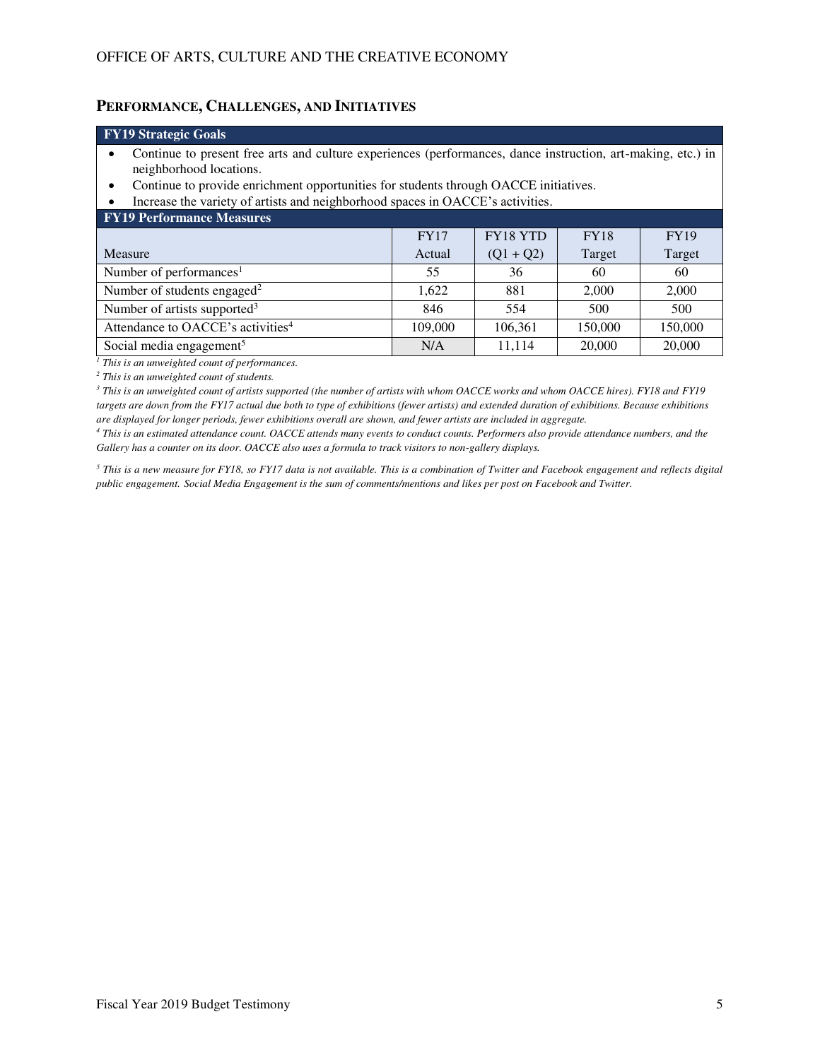## Performance, Challenges, and Initiatives

**FY19 Strategic Goals**

- Continue to present free arts and culture experiences (performances, dance instruction, art-making, etc.) in neighborhood locations.
- Continue to provide enrichment opportunities for students through OACCE initiatives.
- Increase the variety of artists and neighborhood spaces in OACCE's activities.

**FY19 Performance Measures**

| Measure | FY17 Actual | FY18 YTD (Q1 + Q2) | FY18 Target | FY19 Target |
|---|---|---|---|---|
| Number of performances[1] | 55 | 36 | 60 | 60 |
| Number of students engaged[2] | 1,622 | 881 | 2,000 | 2,000 |
| Number of artists supported[3] | 846 | 554 | 500 | 500 |
| Attendance to OACCE's activities[4] | 109,000 | 106,361 | 150,000 | 150,000 |
| Social media engagement[5] | N/A | 11,114 | 20,000 | 20,000 |

*[1] This is an unweighted count of performances.*

*[2] This is an unweighted count of students.*

*[3] This is an unweighted count of artists supported (the number of artists with whom OACCE works and whom OACCE hires). FY18 and FY19 targets are down from the FY17 actual due both to type of exhibitions (fewer artists) and extended duration of exhibitions. Because exhibitions are displayed for longer periods, fewer exhibitions overall are shown, and fewer artists are included in aggregate.*

*[4] This is an estimated attendance count. OACCE attends many events to conduct counts. Performers also provide attendance numbers, and the Gallery has a counter on its door. OACCE also uses a formula to track visitors to non-gallery displays.*

*[5] This is a new measure for FY18, so FY17 data is not available. This is a combination of Twitter and Facebook engagement and reflects digital public engagement. Social Media Engagement is the sum of comments/mentions and likes per post on Facebook and Twitter.*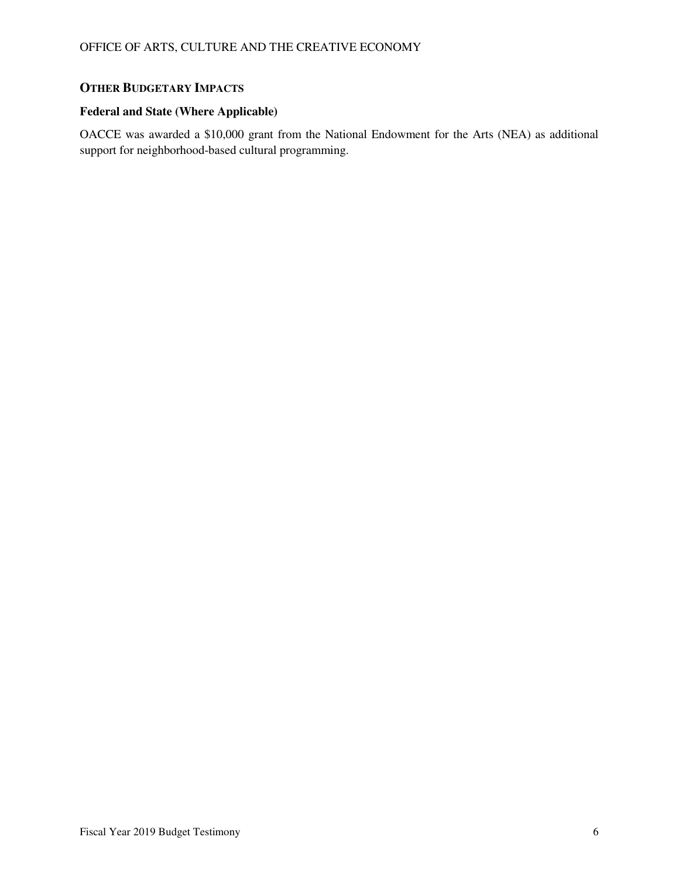## OTHER BUDGETARY IMPACTS

### Federal and State (Where Applicable)

OACCE was awarded a $10,000 grant from the National Endowment for the Arts (NEA) as additional support for neighborhood-based cultural programming.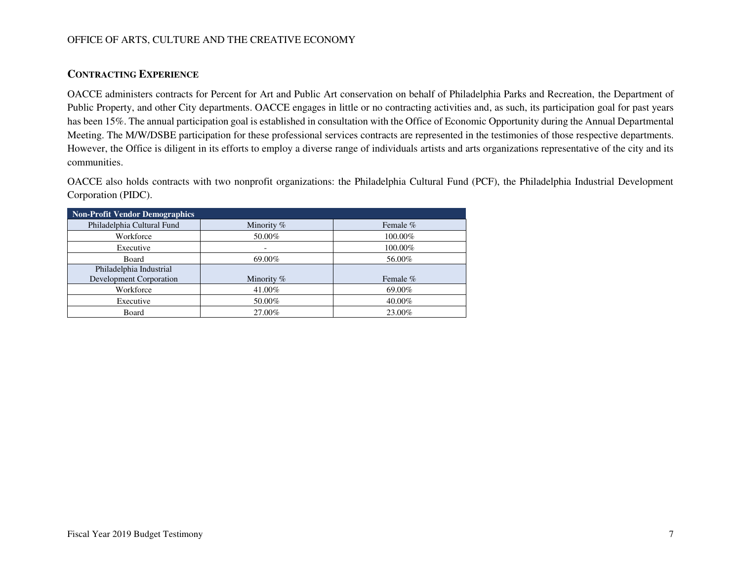## CONTRACTING EXPERIENCE

OACCE administers contracts for Percent for Art and Public Art conservation on behalf of Philadelphia Parks and Recreation, the Department of Public Property, and other City departments. OACCE engages in little or no contracting activities and, as such, its participation goal for past years has been 15%. The annual participation goal is established in consultation with the Office of Economic Opportunity during the Annual Departmental Meeting. The M/W/DSBE participation for these professional services contracts are represented in the testimonies of those respective departments. However, the Office is diligent in its efforts to employ a diverse range of individuals artists and arts organizations representative of the city and its communities.

OACCE also holds contracts with two nonprofit organizations: the Philadelphia Cultural Fund (PCF), the Philadelphia Industrial Development Corporation (PIDC).

| Non-Profit Vendor Demographics | | |
|---|---|---|
| Philadelphia Cultural Fund | Minority % | Female % |
| Workforce | 50.00% | 100.00% |
| Executive | - | 100.00% |
| Board | 69.00% | 56.00% |
| Philadelphia Industrial Development Corporation | Minority % | Female % |
| Workforce | 41.00% | 69.00% |
| Executive | 50.00% | 40.00% |
| Board | 27.00% | 23.00% |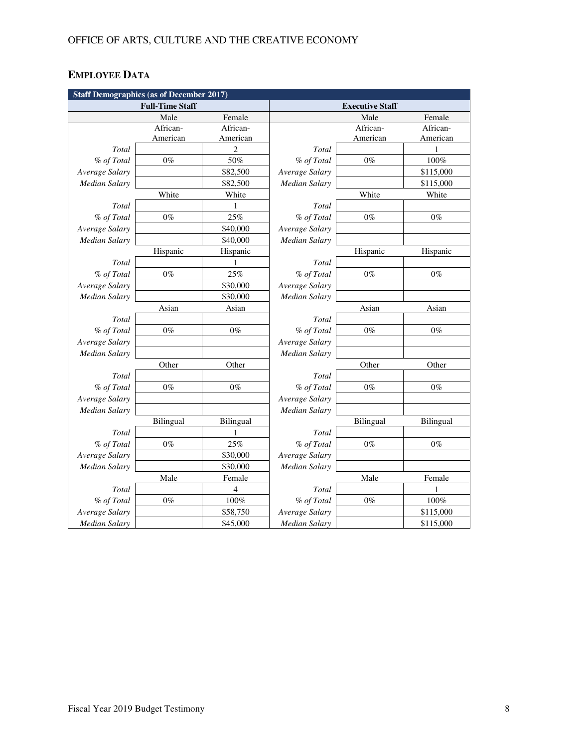## EMPLOYEE DATA

| Staff Demographics (as of December 2017) | | | | | |
|---|---|---|---|---|---|
| Full-Time Staff | | | Executive Staff | | |
| | Male | Female | | Male | Female |
| | African-American | African-American | | African-American | African-American |
| *Total* | | 2 | *Total* | | 1 |
| *% of Total* | 0% | 50% | *% of Total* | 0% | 100% |
| *Average Salary* | | $82,500 | *Average Salary* | | $115,000 |
| *Median Salary* | | $82,500 | *Median Salary* | | $115,000 |
| | White | White | | White | White |
| *Total* | | 1 | *Total* | | |
| *% of Total* | 0% | 25% | *% of Total* | 0% | 0% |
| *Average Salary* | | $40,000 | *Average Salary* | | |
| *Median Salary* | | $40,000 | *Median Salary* | | |
| | Hispanic | Hispanic | | Hispanic | Hispanic |
| *Total* | | 1 | *Total* | | |
| *% of Total* | 0% | 25% | *% of Total* | 0% | 0% |
| *Average Salary* | | $30,000 | *Average Salary* | | |
| *Median Salary* | | $30,000 | *Median Salary* | | |
| | Asian | Asian | | Asian | Asian |
| *Total* | | | *Total* | | |
| *% of Total* | 0% | 0% | *% of Total* | 0% | 0% |
| *Average Salary* | | | *Average Salary* | | |
| *Median Salary* | | | *Median Salary* | | |
| | Other | Other | | Other | Other |
| *Total* | | | *Total* | | |
| *% of Total* | 0% | 0% | *% of Total* | 0% | 0% |
| *Average Salary* | | | *Average Salary* | | |
| *Median Salary* | | | *Median Salary* | | |
| | Bilingual | Bilingual | | Bilingual | Bilingual |
| *Total* | | 1 | *Total* | | |
| *% of Total* | 0% | 25% | *% of Total* | 0% | 0% |
| *Average Salary* | | $30,000 | *Average Salary* | | |
| *Median Salary* | | $30,000 | *Median Salary* | | |
| | Male | Female | | Male | Female |
| *Total* | | 4 | *Total* | | 1 |
| *% of Total* | 0% | 100% | *% of Total* | 0% | 100% |
| *Average Salary* | | $58,750 | *Average Salary* | | $115,000 |
| *Median Salary* | | $45,000 | *Median Salary* | | $115,000 |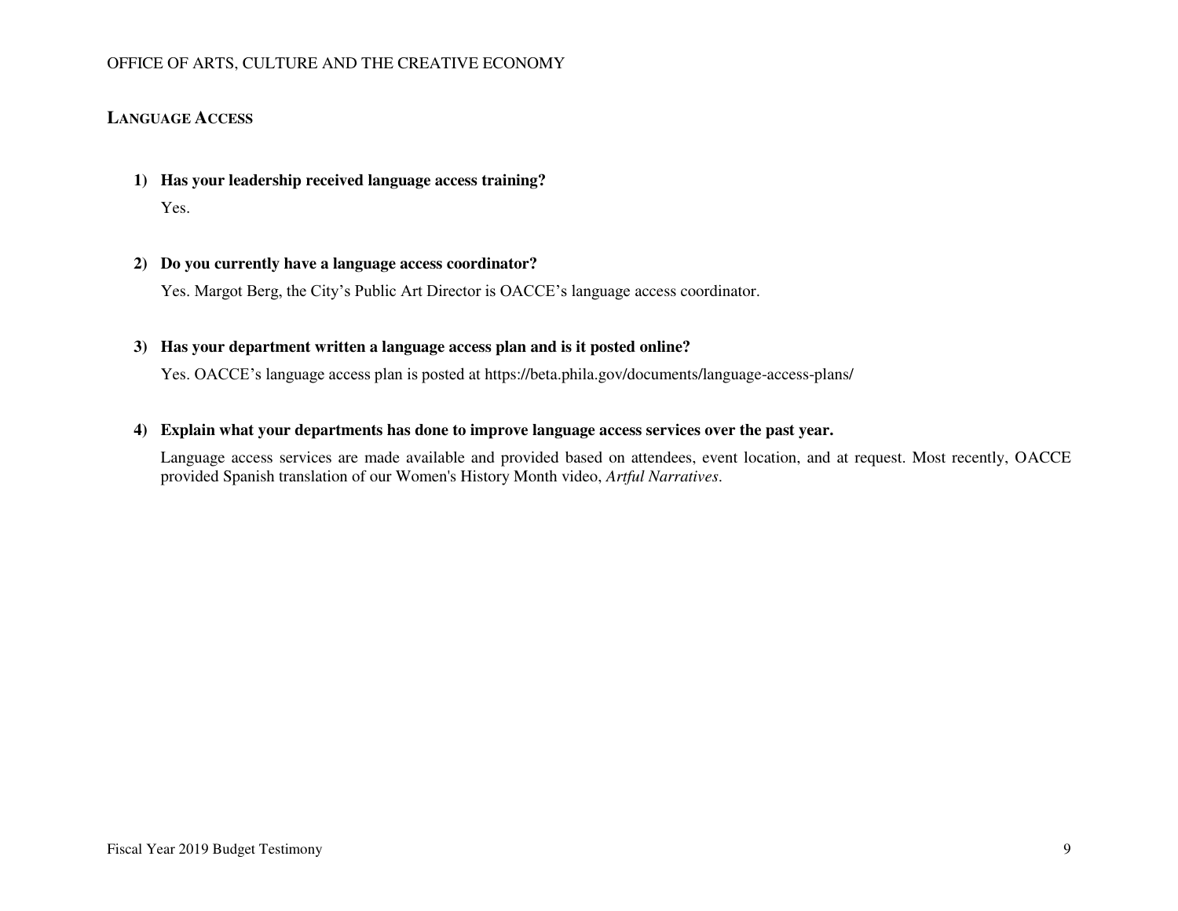## Language Access

1) **Has your leadership received language access training?**

   Yes.

2) **Do you currently have a language access coordinator?**

   Yes. Margot Berg, the City's Public Art Director is OACCE's language access coordinator.

3) **Has your department written a language access plan and is it posted online?**

   Yes. OACCE's language access plan is posted at https://beta.phila.gov/documents/language-access-plans/

4) **Explain what your departments has done to improve language access services over the past year.**

   Language access services are made available and provided based on attendees, event location, and at request. Most recently, OACCE provided Spanish translation of our Women's History Month video, *Artful Narratives*.